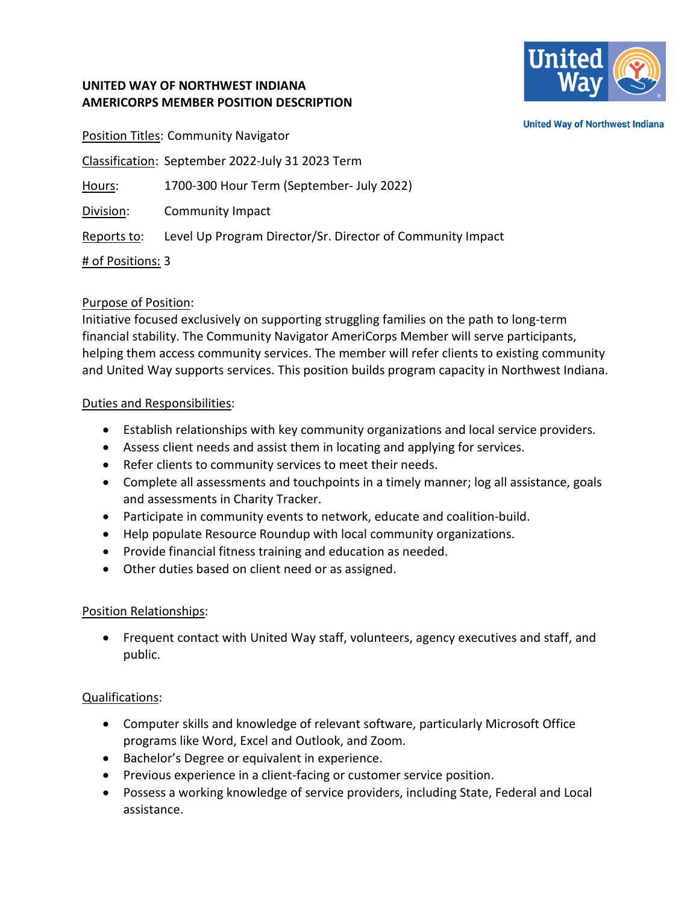# UNITED WAY OF NORTHWEST INDIANA
# AMERICORPS MEMBER POSITION DESCRIPTION

United Way of Northwest Indiana

Position Titles: Community Navigator

Classification: September 2022-July 31 2023 Term

Hours: 1700-300 Hour Term (September- July 2022)

Division: Community Impact

Reports to: Level Up Program Director/Sr. Director of Community Impact

\# of Positions: 3

## Purpose of Position:

Initiative focused exclusively on supporting struggling families on the path to long-term financial stability. The Community Navigator AmeriCorps Member will serve participants, helping them access community services. The member will refer clients to existing community and United Way supports services. This position builds program capacity in Northwest Indiana.

## Duties and Responsibilities:

- Establish relationships with key community organizations and local service providers.
- Assess client needs and assist them in locating and applying for services.
- Refer clients to community services to meet their needs.
- Complete all assessments and touchpoints in a timely manner; log all assistance, goals and assessments in Charity Tracker.
- Participate in community events to network, educate and coalition-build.
- Help populate Resource Roundup with local community organizations.
- Provide financial fitness training and education as needed.
- Other duties based on client need or as assigned.

## Position Relationships:

- Frequent contact with United Way staff, volunteers, agency executives and staff, and public.

## Qualifications:

- Computer skills and knowledge of relevant software, particularly Microsoft Office programs like Word, Excel and Outlook, and Zoom.
- Bachelor's Degree or equivalent in experience.
- Previous experience in a client-facing or customer service position.
- Possess a working knowledge of service providers, including State, Federal and Local assistance.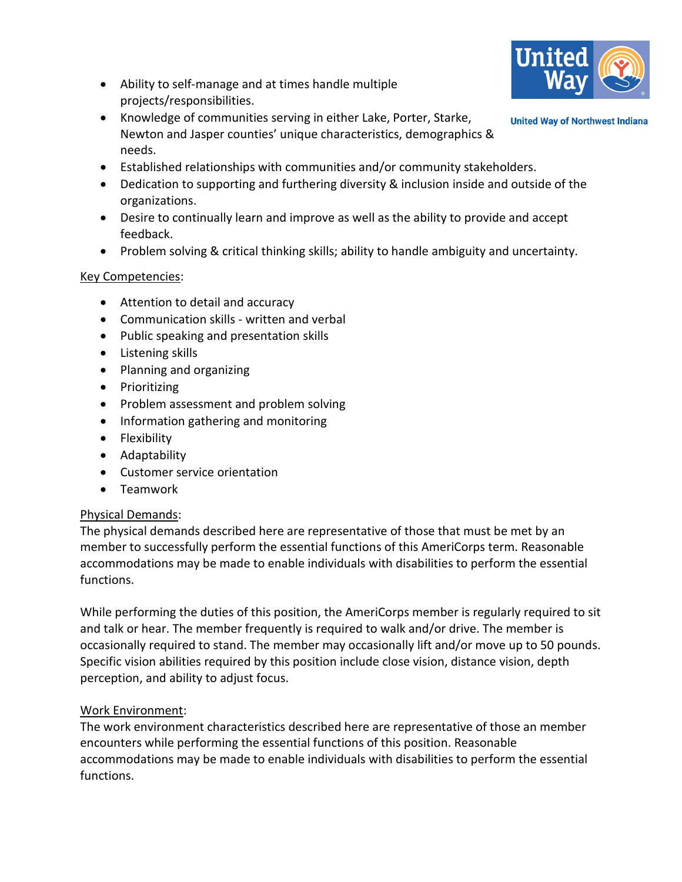- Ability to self-manage and at times handle multiple projects/responsibilities.
- Knowledge of communities serving in either Lake, Porter, Starke, Newton and Jasper counties' unique characteristics, demographics & needs.
- Established relationships with communities and/or community stakeholders.
- Dedication to supporting and furthering diversity & inclusion inside and outside of the organizations.
- Desire to continually learn and improve as well as the ability to provide and accept feedback.
- Problem solving & critical thinking skills; ability to handle ambiguity and uncertainty.

<u>Key Competencies</u>:

- Attention to detail and accuracy
- Communication skills - written and verbal
- Public speaking and presentation skills
- Listening skills
- Planning and organizing
- Prioritizing
- Problem assessment and problem solving
- Information gathering and monitoring
- Flexibility
- Adaptability
- Customer service orientation
- Teamwork

<u>Physical Demands</u>:
The physical demands described here are representative of those that must be met by an member to successfully perform the essential functions of this AmeriCorps term. Reasonable accommodations may be made to enable individuals with disabilities to perform the essential functions.

While performing the duties of this position, the AmeriCorps member is regularly required to sit and talk or hear. The member frequently is required to walk and/or drive. The member is occasionally required to stand. The member may occasionally lift and/or move up to 50 pounds. Specific vision abilities required by this position include close vision, distance vision, depth perception, and ability to adjust focus.

<u>Work Environment</u>:
The work environment characteristics described here are representative of those an member encounters while performing the essential functions of this position. Reasonable accommodations may be made to enable individuals with disabilities to perform the essential functions.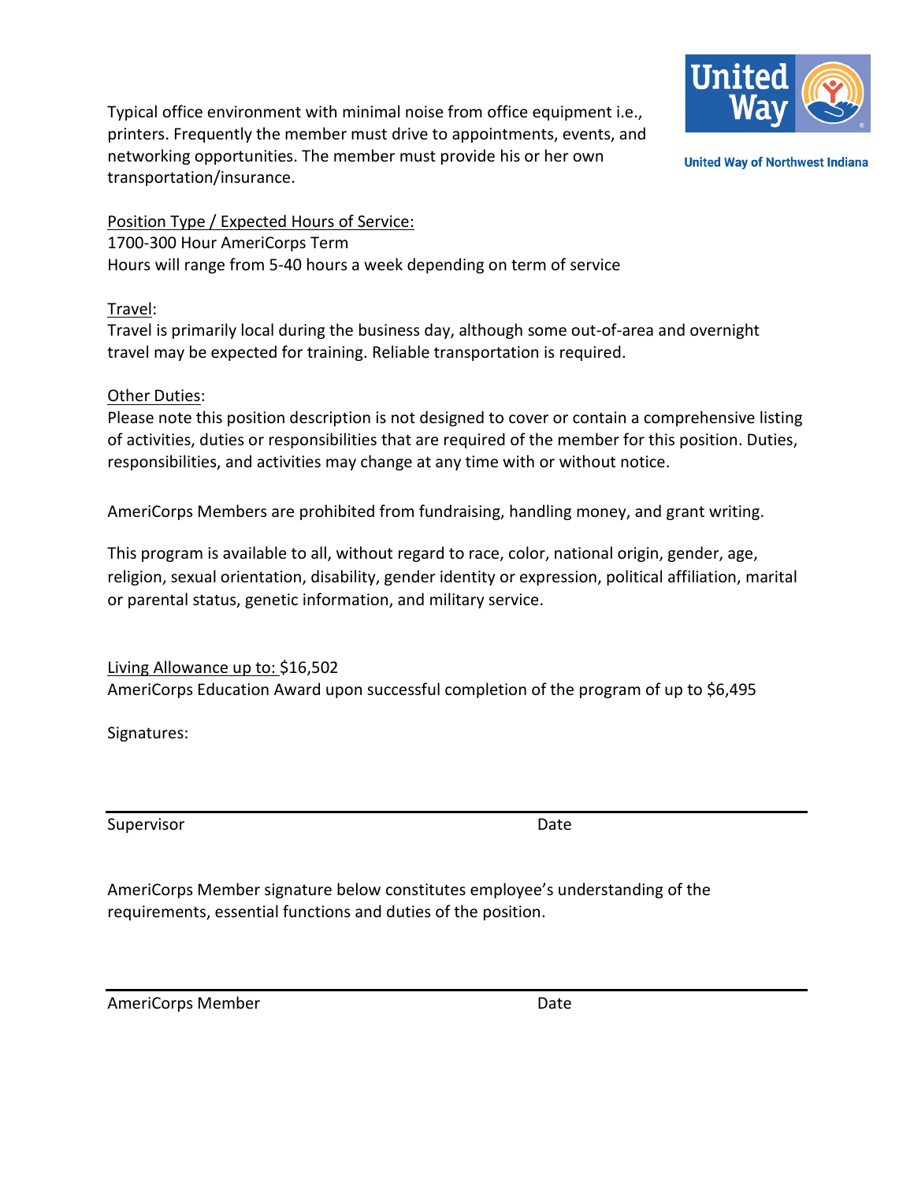United Way of Northwest Indiana

Typical office environment with minimal noise from office equipment i.e., printers. Frequently the member must drive to appointments, events, and networking opportunities. The member must provide his or her own transportation/insurance.

<u>Position Type / Expected Hours of Service:</u>
1700-300 Hour AmeriCorps Term
Hours will range from 5-40 hours a week depending on term of service

<u>Travel</u>:
Travel is primarily local during the business day, although some out-of-area and overnight travel may be expected for training. Reliable transportation is required.

<u>Other Duties</u>:
Please note this position description is not designed to cover or contain a comprehensive listing of activities, duties or responsibilities that are required of the member for this position. Duties, responsibilities, and activities may change at any time with or without notice.

AmeriCorps Members are prohibited from fundraising, handling money, and grant writing.

This program is available to all, without regard to race, color, national origin, gender, age, religion, sexual orientation, disability, gender identity or expression, political affiliation, marital or parental status, genetic information, and military service.

<u>Living Allowance up to:</u> $16,502
AmeriCorps Education Award upon successful completion of the program of up to $6,495

Signatures:

___

Supervisor Date

AmeriCorps Member signature below constitutes employee's understanding of the requirements, essential functions and duties of the position.

___

AmeriCorps Member Date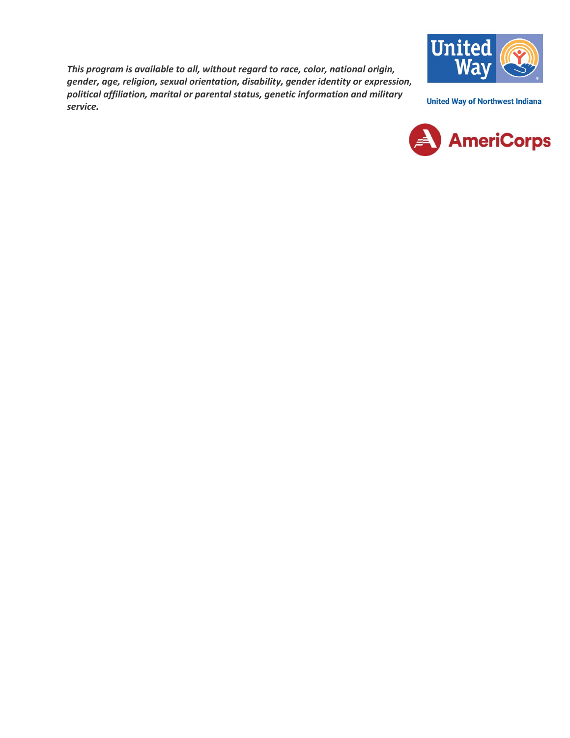***This program is available to all, without regard to race, color, national origin, gender, age, religion, sexual orientation, disability, gender identity or expression, political affiliation, marital or parental status, genetic information and military service.***

United Way of Northwest Indiana